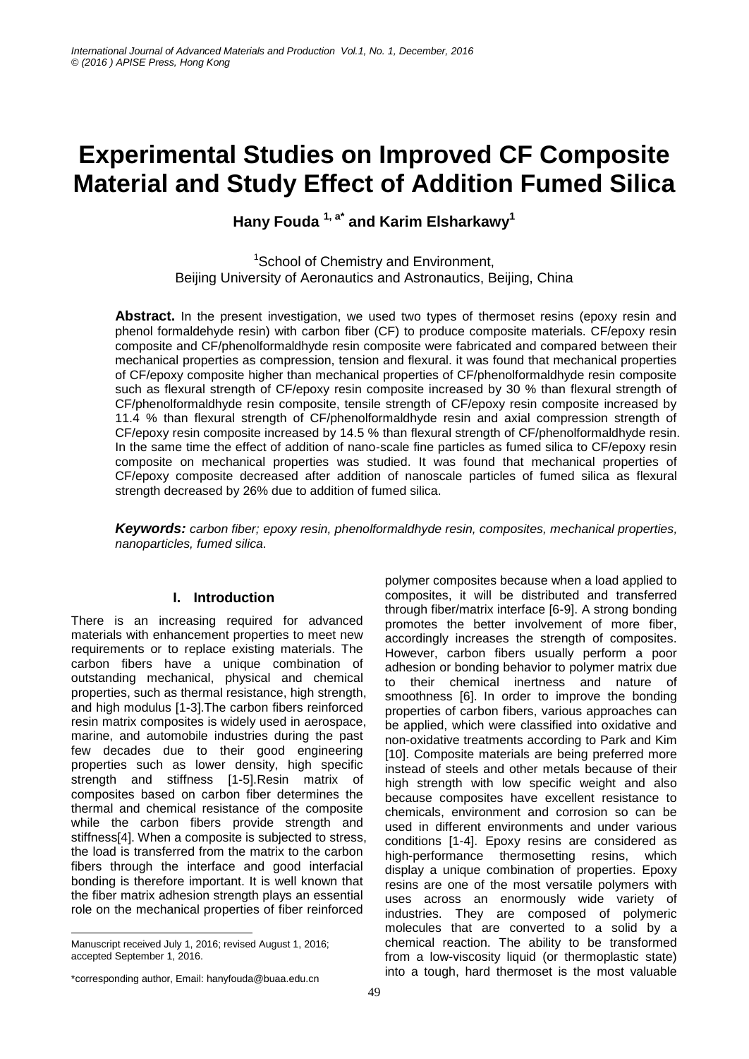# Experimental Studies on Improved CF Composite Material and Study Effect of Addition Fumed Silica

**Hany Fouda [1, a*] and Karim Elsharkawy[1]**

[1]School of Chemistry and Environment,
Beijing University of Aeronautics and Astronautics, Beijing, China

**Abstract.** In the present investigation, we used two types of thermoset resins (epoxy resin and phenol formaldehyde resin) with carbon fiber (CF) to produce composite materials. CF/epoxy resin composite and CF/phenolformaldhyde resin composite were fabricated and compared between their mechanical properties as compression, tension and flexural. it was found that mechanical properties of CF/epoxy composite higher than mechanical properties of CF/phenolformaldhyde resin composite such as flexural strength of CF/epoxy resin composite increased by 30 % than flexural strength of CF/phenolformaldhyde resin composite, tensile strength of CF/epoxy resin composite increased by 11.4 % than flexural strength of CF/phenolformaldhyde resin and axial compression strength of CF/epoxy resin composite increased by 14.5 % than flexural strength of CF/phenolformaldhyde resin. In the same time the effect of addition of nano-scale fine particles as fumed silica to CF/epoxy resin composite on mechanical properties was studied. It was found that mechanical properties of CF/epoxy composite decreased after addition of nanoscale particles of fumed silica as flexural strength decreased by 26% due to addition of fumed silica.

***Keywords:*** *carbon fiber; epoxy resin, phenolformaldhyde resin, composites, mechanical properties, nanoparticles, fumed silica.*

## I. Introduction

There is an increasing required for advanced materials with enhancement properties to meet new requirements or to replace existing materials. The carbon fibers have a unique combination of outstanding mechanical, physical and chemical properties, such as thermal resistance, high strength, and high modulus [1-3].The carbon fibers reinforced resin matrix composites is widely used in aerospace, marine, and automobile industries during the past few decades due to their good engineering properties such as lower density, high specific strength and stiffness [1-5].Resin matrix of composites based on carbon fiber determines the thermal and chemical resistance of the composite while the carbon fibers provide strength and stiffness[4]. When a composite is subjected to stress, the load is transferred from the matrix to the carbon fibers through the interface and good interfacial bonding is therefore important. It is well known that the fiber matrix adhesion strength plays an essential role on the mechanical properties of fiber reinforced polymer composites because when a load applied to composites, it will be distributed and transferred through fiber/matrix interface [6-9]. A strong bonding promotes the better involvement of more fiber, accordingly increases the strength of composites. However, carbon fibers usually perform a poor adhesion or bonding behavior to polymer matrix due to their chemical inertness and nature of smoothness [6]. In order to improve the bonding properties of carbon fibers, various approaches can be applied, which were classified into oxidative and non-oxidative treatments according to Park and Kim [10]. Composite materials are being preferred more instead of steels and other metals because of their high strength with low specific weight and also because composites have excellent resistance to chemicals, environment and corrosion so can be used in different environments and under various conditions [1-4]. Epoxy resins are considered as high-performance thermosetting resins, which display a unique combination of properties. Epoxy resins are one of the most versatile polymers with uses across an enormously wide variety of industries. They are composed of polymeric molecules that are converted to a solid by a chemical reaction. The ability to be transformed from a low-viscosity liquid (or thermoplastic state) into a tough, hard thermoset is the most valuable

Manuscript received July 1, 2016; revised August 1, 2016; accepted September 1, 2016.

*corresponding author, Email: hanyfouda@buaa.edu.cn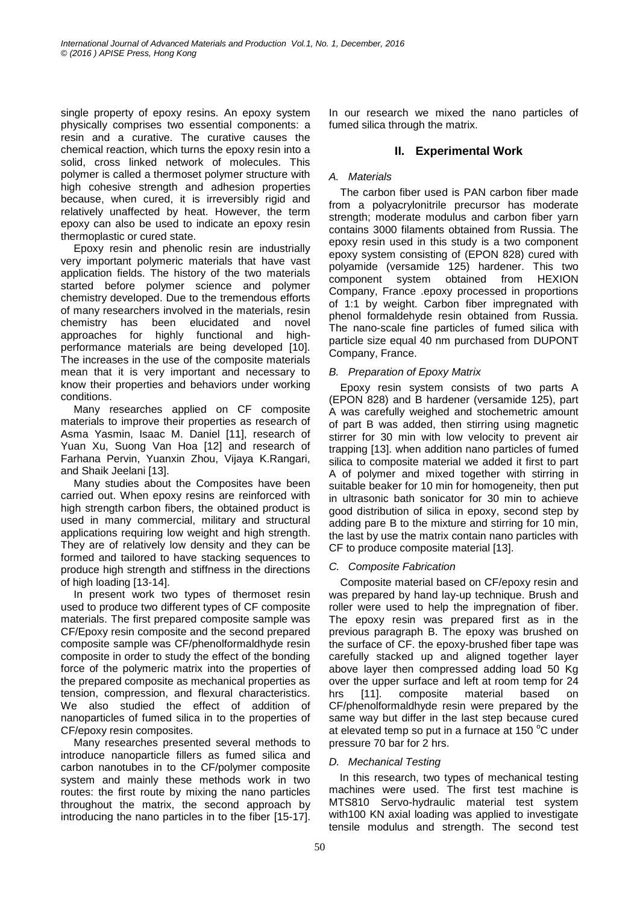single property of epoxy resins. An epoxy system physically comprises two essential components: a resin and a curative. The curative causes the chemical reaction, which turns the epoxy resin into a solid, cross linked network of molecules. This polymer is called a thermoset polymer structure with high cohesive strength and adhesion properties because, when cured, it is irreversibly rigid and relatively unaffected by heat. However, the term epoxy can also be used to indicate an epoxy resin thermoplastic or cured state.

Epoxy resin and phenolic resin are industrially very important polymeric materials that have vast application fields. The history of the two materials started before polymer science and polymer chemistry developed. Due to the tremendous efforts of many researchers involved in the materials, resin chemistry has been elucidated and novel approaches for highly functional and high-performance materials are being developed [10]. The increases in the use of the composite materials mean that it is very important and necessary to know their properties and behaviors under working conditions.

Many researches applied on CF composite materials to improve their properties as research of Asma Yasmin, Isaac M. Daniel [11], research of Yuan Xu, Suong Van Hoa [12] and research of Farhana Pervin, Yuanxin Zhou, Vijaya K.Rangari, and Shaik Jeelani [13].

Many studies about the Composites have been carried out. When epoxy resins are reinforced with high strength carbon fibers, the obtained product is used in many commercial, military and structural applications requiring low weight and high strength. They are of relatively low density and they can be formed and tailored to have stacking sequences to produce high strength and stiffness in the directions of high loading [13-14].

In present work two types of thermoset resin used to produce two different types of CF composite materials. The first prepared composite sample was CF/Epoxy resin composite and the second prepared composite sample was CF/phenolformaldhyde resin composite in order to study the effect of the bonding force of the polymeric matrix into the properties of the prepared composite as mechanical properties as tension, compression, and flexural characteristics. We also studied the effect of addition of nanoparticles of fumed silica in to the properties of CF/epoxy resin composites.

Many researches presented several methods to introduce nanoparticle fillers as fumed silica and carbon nanotubes in to the CF/polymer composite system and mainly these methods work in two routes: the first route by mixing the nano particles throughout the matrix, the second approach by introducing the nano particles in to the fiber [15-17]. In our research we mixed the nano particles of fumed silica through the matrix.

## II. Experimental Work

### *A. Materials*

The carbon fiber used is PAN carbon fiber made from a polyacrylonitrile precursor has moderate strength; moderate modulus and carbon fiber yarn contains 3000 filaments obtained from Russia. The epoxy resin used in this study is a two component epoxy system consisting of (EPON 828) cured with polyamide (versamide 125) hardener. This two component system obtained from HEXION Company, France .epoxy processed in proportions of 1:1 by weight. Carbon fiber impregnated with phenol formaldehyde resin obtained from Russia. The nano-scale fine particles of fumed silica with particle size equal 40 nm purchased from DUPONT Company, France.

### *B. Preparation of Epoxy Matrix*

Epoxy resin system consists of two parts A (EPON 828) and B hardener (versamide 125), part A was carefully weighed and stochemetric amount of part B was added, then stirring using magnetic stirrer for 30 min with low velocity to prevent air trapping [13]. when addition nano particles of fumed silica to composite material we added it first to part A of polymer and mixed together with stirring in suitable beaker for 10 min for homogeneity, then put in ultrasonic bath sonicator for 30 min to achieve good distribution of silica in epoxy, second step by adding pare B to the mixture and stirring for 10 min, the last by use the matrix contain nano particles with CF to produce composite material [13].

### *C. Composite Fabrication*

Composite material based on CF/epoxy resin and was prepared by hand lay-up technique. Brush and roller were used to help the impregnation of fiber. The epoxy resin was prepared first as in the previous paragraph B. The epoxy was brushed on the surface of CF. the epoxy-brushed fiber tape was carefully stacked up and aligned together layer above layer then compressed adding load 50 Kg over the upper surface and left at room temp for 24 hrs [11]. composite material based on CF/phenolformaldhyde resin were prepared by the same way but differ in the last step because cured at elevated temp so put in a furnace at 150 $^{o}$C under pressure 70 bar for 2 hrs.

### *D. Mechanical Testing*

In this research, two types of mechanical testing machines were used. The first test machine is MTS810 Servo-hydraulic material test system with100 KN axial loading was applied to investigate tensile modulus and strength. The second test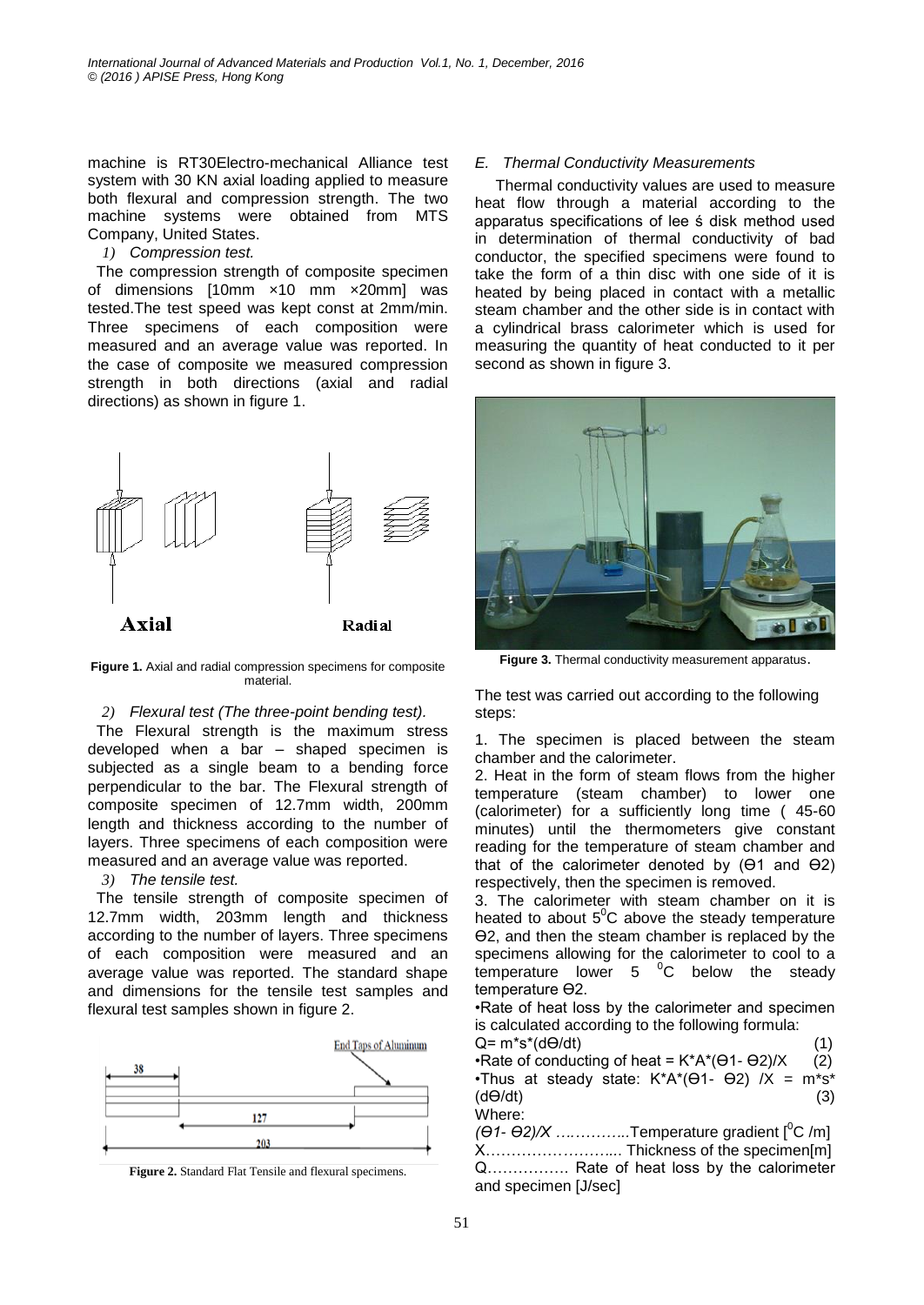machine is RT30Electro-mechanical Alliance test system with 30 KN axial loading applied to measure both flexural and compression strength. The two machine systems were obtained from MTS Company, United States.

*1) Compression test.*

The compression strength of composite specimen of dimensions [10mm ×10 mm ×20mm] was tested.The test speed was kept const at 2mm/min. Three specimens of each composition were measured and an average value was reported. In the case of composite we measured compression strength in both directions (axial and radial directions) as shown in figure 1.

**Figure 1.** Axial and radial compression specimens for composite material.

*2) Flexural test (The three-point bending test).*

The Flexural strength is the maximum stress developed when a bar – shaped specimen is subjected as a single beam to a bending force perpendicular to the bar. The Flexural strength of composite specimen of 12.7mm width, 200mm length and thickness according to the number of layers. Three specimens of each composition were measured and an average value was reported.

*3) The tensile test.*

The tensile strength of composite specimen of 12.7mm width, 203mm length and thickness according to the number of layers. Three specimens of each composition were measured and an average value was reported. The standard shape and dimensions for the tensile test samples and flexural test samples shown in figure 2.

**Figure 2.** Standard Flat Tensile and flexural specimens.

*E. Thermal Conductivity Measurements*

Thermal conductivity values are used to measure heat flow through a material according to the apparatus specifications of lee ś disk method used in determination of thermal conductivity of bad conductor, the specified specimens were found to take the form of a thin disc with one side of it is heated by being placed in contact with a metallic steam chamber and the other side is in contact with a cylindrical brass calorimeter which is used for measuring the quantity of heat conducted to it per second as shown in figure 3.

**Figure 3.** Thermal conductivity measurement apparatus.

The test was carried out according to the following steps:

1. The specimen is placed between the steam chamber and the calorimeter.
2. Heat in the form of steam flows from the higher temperature (steam chamber) to lower one (calorimeter) for a sufficiently long time ( 45-60 minutes) until the thermometers give constant reading for the temperature of steam chamber and that of the calorimeter denoted by ($\Theta 1$ and $\Theta 2$) respectively, then the specimen is removed.
3. The calorimeter with steam chamber on it is heated to about $5^0$C above the steady temperature $\Theta 2$, and then the steam chamber is replaced by the specimens allowing for the calorimeter to cool to a temperature lower 5 $^0$C below the steady temperature $\Theta 2$.

•Rate of heat loss by the calorimeter and specimen is calculated according to the following formula:

$$Q = m*s*(d\Theta/dt) \quad (1)$$

•Rate of conducting of heat = $K*A*(\Theta 1 - \Theta 2)/X$ (2)

•Thus at steady state: $K*A*(\Theta 1 - \Theta 2)/X = m*s*(d\Theta/dt)$ (3)

Where:

$(\Theta 1 - \Theta 2)/X$ ……………..Temperature gradient [$^0$C /m]

X……………………... Thickness of the specimen[m]

Q……………. Rate of heat loss by the calorimeter and specimen [J/sec]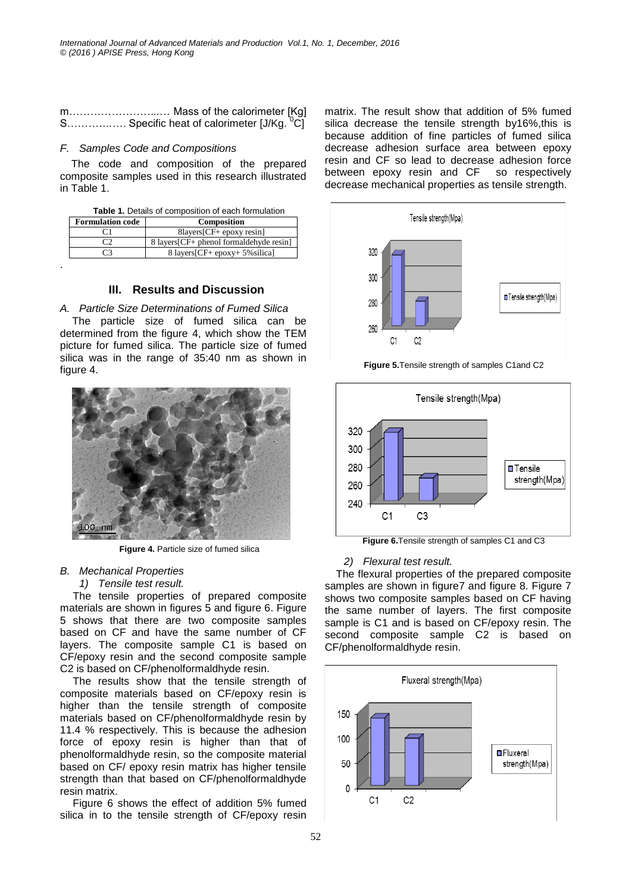m……………………..…. Mass of the calorimeter [Kg]
S……………. Specific heat of calorimeter [J/Kg. $^0$C]

### F. Samples Code and Compositions

The code and composition of the prepared composite samples used in this research illustrated in Table 1.

**Table 1.** Details of composition of each formulation

| Formulation code | Composition |
| --- | --- |
| C1 | 8layers[CF+ epoxy resin] |
| C2 | 8 layers[CF+ phenol formaldehyde resin] |
| C3 | 8 layers[CF+ epoxy+ 5%silica] |

.

## III. Results and Discussion

### A. Particle Size Determinations of Fumed Silica

The particle size of fumed silica can be determined from the figure 4, which show the TEM picture for fumed silica. The particle size of fumed silica was in the range of 35:40 nm as shown in figure 4.

**Figure 4.** Particle size of fumed silica

### B. Mechanical Properties

#### 1) Tensile test result.

The tensile properties of prepared composite materials are shown in figures 5 and figure 6. Figure 5 shows that there are two composite samples based on CF and have the same number of CF layers. The composite sample C1 is based on CF/epoxy resin and the second composite sample C2 is based on CF/phenolformaldhyde resin.

The results show that the tensile strength of composite materials based on CF/epoxy resin is higher than the tensile strength of composite materials based on CF/phenolformaldhyde resin by 11.4 % respectively. This is because the adhesion force of epoxy resin is higher than that of phenolformaldhyde resin, so the composite material based on CF/ epoxy resin matrix has higher tensile strength than that based on CF/phenolformaldhyde resin matrix.

Figure 6 shows the effect of addition 5% fumed silica in to the tensile strength of CF/epoxy resin matrix. The result show that addition of 5% fumed silica decrease the tensile strength by16%,this is because addition of fine particles of fumed silica decrease adhesion surface area between epoxy resin and CF so lead to decrease adhesion force between epoxy resin and CF so respectively decrease mechanical properties as tensile strength.

**Figure 5.**Tensile strength of samples C1and C2

**Figure 6.**Tensile strength of samples C1 and C3

#### 2) Flexural test result.

The flexural properties of the prepared composite samples are shown in figure7 and figure 8. Figure 7 shows two composite samples based on CF having the same number of layers. The first composite sample is C1 and is based on CF/epoxy resin. The second composite sample C2 is based on CF/phenolformaldhyde resin.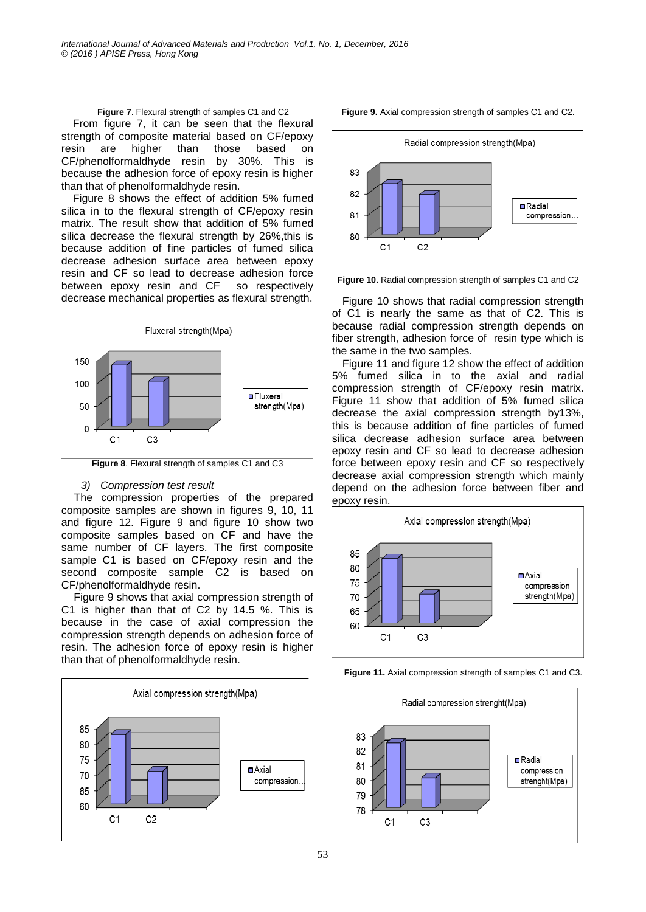**Figure 7**. Flexural strength of samples C1 and C2

From figure 7, it can be seen that the flexural strength of composite material based on CF/epoxy resin are higher than those based on CF/phenolformaldhyde resin by 30%. This is because the adhesion force of epoxy resin is higher than that of phenolformaldhyde resin.

Figure 8 shows the effect of addition 5% fumed silica in to the flexural strength of CF/epoxy resin matrix. The result show that addition of 5% fumed silica decrease the flexural strength by 26%,this is because addition of fine particles of fumed silica decrease adhesion surface area between epoxy resin and CF so lead to decrease adhesion force between epoxy resin and CF so respectively decrease mechanical properties as flexural strength.

**Figure 8**. Flexural strength of samples C1 and C3

*3) Compression test result*

The compression properties of the prepared composite samples are shown in figures 9, 10, 11 and figure 12. Figure 9 and figure 10 show two composite samples based on CF and have the same number of CF layers. The first composite sample C1 is based on CF/epoxy resin and the second composite sample C2 is based on CF/phenolformaldhyde resin.

Figure 9 shows that axial compression strength of C1 is higher than that of C2 by 14.5 %. This is because in the case of axial compression the compression strength depends on adhesion force of resin. The adhesion force of epoxy resin is higher than that of phenolformaldhyde resin.

**Figure 9.** Axial compression strength of samples C1 and C2.

**Figure 10.** Radial compression strength of samples C1 and C2

Figure 10 shows that radial compression strength of C1 is nearly the same as that of C2. This is because radial compression strength depends on fiber strength, adhesion force of resin type which is the same in the two samples.

Figure 11 and figure 12 show the effect of addition 5% fumed silica in to the axial and radial compression strength of CF/epoxy resin matrix. Figure 11 show that addition of 5% fumed silica decrease the axial compression strength by13%, this is because addition of fine particles of fumed silica decrease adhesion surface area between epoxy resin and CF so lead to decrease adhesion force between epoxy resin and CF so respectively decrease axial compression strength which mainly depend on the adhesion force between fiber and epoxy resin.

**Figure 11.** Axial compression strength of samples C1 and C3.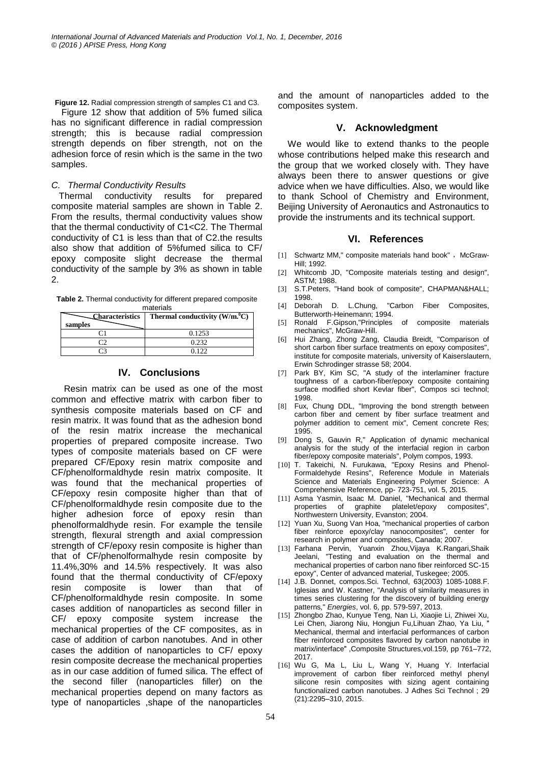**Figure 12.** Radial compression strength of samples C1 and C3.

Figure 12 show that addition of 5% fumed silica has no significant difference in radial compression strength; this is because radial compression strength depends on fiber strength, not on the adhesion force of resin which is the same in the two samples.

### *C. Thermal Conductivity Results*

Thermal conductivity results for prepared composite material samples are shown in Table 2. From the results, thermal conductivity values show that the thermal conductivity of C1<C2. The Thermal conductivity of C1 is less than that of C2.the results also show that addition of 5%fumed silica to CF/ epoxy composite slight decrease the thermal conductivity of the sample by 3% as shown in table 2.

**Table 2.** Thermal conductivity for different prepared composite materials

| Characteristics / samples | Thermal conductivity ($W/m.^0C$) |
|---|---|
| C1 | 0.1253 |
| C2 | 0.232 |
| C3 | 0.122 |

## IV. Conclusions

Resin matrix can be used as one of the most common and effective matrix with carbon fiber to synthesis composite materials based on CF and resin matrix. It was found that as the adhesion bond of the resin matrix increase the mechanical properties of prepared composite increase. Two types of composite materials based on CF were prepared CF/Epoxy resin matrix composite and CF/phenolformaldhyde resin matrix composite. It was found that the mechanical properties of CF/epoxy resin composite higher than that of CF/phenolformaldhyde resin composite due to the higher adhesion force of epoxy resin than phenolformaldhyde resin. For example the tensile strength, flexural strength and axial compression strength of CF/epoxy resin composite is higher than that of CF/phenolformalhyde resin composite by 11.4%,30% and 14.5% respectively. It was also found that the thermal conductivity of CF/epoxy resin composite is lower than that of CF/phenolformaldhyde resin composite. In some cases addition of nanoparticles as second filler in CF/ epoxy composite system increase the mechanical properties of the CF composites, as in case of addition of carbon nanotubes. And in other cases the addition of nanoparticles to CF/ epoxy resin composite decrease the mechanical properties as in our case addition of fumed silica. The effect of the second filler (nanoparticles filler) on the mechanical properties depend on many factors as type of nanoparticles ,shape of the nanoparticles and the amount of nanoparticles added to the composites system.

## V. Acknowledgment

We would like to extend thanks to the people whose contributions helped make this research and the group that we worked closely with. They have always been there to answer questions or give advice when we have difficulties. Also, we would like to thank School of Chemistry and Environment, Beijing University of Aeronautics and Astronautics to provide the instruments and its technical support.

## VI. References

[1] Schwartz MM," composite materials hand book"，McGraw-Hill; 1992.

[2] Whitcomb JD, "Composite materials testing and design", ASTM; 1988.

[3] S.T.Peters, "Hand book of composite", CHAPMAN&HALL; 1998.

[4] Deborah D. L.Chung, "Carbon Fiber Composites, Butterworth-Heinemann; 1994.

[5] Ronald F.Gipson,"Principles of composite materials mechanics", McGraw-Hill.

[6] Hui Zhang, Zhong Zang, Claudia Breidt, "Comparison of short carbon fiber surface treatments on epoxy composites", institute for composite materials, university of Kaiserslautern, Erwin Schrodinger strasse 58; 2004.

[7] Park BY, Kim SC, "A study of the interlaminer fracture toughness of a carbon-fiber/epoxy composite containing surface modified short Kevlar fiber", Compos sci technol; 1998.

[8] Fux, Chung DDL, "Improving the bond strength between carbon fiber and cement by fiber surface treatment and polymer addition to cement mix", Cement concrete Res; 1995.

[9] Dong S, Gauvin R," Application of dynamic mechanical analysis for the study of the interfacial region in carbon fiber/epoxy composite materials", Polym compos, 1993.

[10] T. Takeichi, N. Furukawa, "Epoxy Resins and Phenol-Formaldehyde Resins", Reference Module in Materials Science and Materials Engineering Polymer Science: A Comprehensive Reference, pp- 723-751, vol. 5, 2015.

[11] Asma Yasmin, Isaac M. Daniel, "Mechanical and thermal properties of graphite platelet/epoxy composites", Northwestern University, Evanston; 2004.

[12] Yuan Xu, Suong Van Hoa, "mechanical properties of carbon fiber reinforce epoxy/clay nanocomposites", center for research in polymer and composites, Canada; 2007.

[13] Farhana Pervin, Yuanxin Zhou,Vijaya K.Rangari,Shaik Jeelani, "Testing and evaluation on the thermal and mechanical properties of carbon nano fiber reinforced SC-15 epoxy", Center of advanced material, Tuskegee; 2005.

[14] J.B. Donnet, compos.Sci. Technol, 63(2003) 1085-1088.F. Iglesias and W. Kastner, "Analysis of similarity measures in times series clustering for the discovery of building energy patterns," *Energies*, vol. 6, pp. 579-597, 2013.

[15] Zhongbo Zhao, Kunyue Teng, Nan Li, Xiaojie Li, Zhiwei Xu, Lei Chen, Jiarong Niu, Hongjun Fu,Lihuan Zhao, Ya Liu, " Mechanical, thermal and interfacial performances of carbon fiber reinforced composites flavored by carbon nanotube in matrix/interface" ,Composite Structures,vol.159, pp 761–772, 2017.

[16] Wu G, Ma L, Liu L, Wang Y, Huang Y. Interfacial improvement of carbon fiber reinforced methyl phenyl silicone resin composites with sizing agent containing functionalized carbon nanotubes. J Adhes Sci Technol ; 29 (21):2295–310, 2015.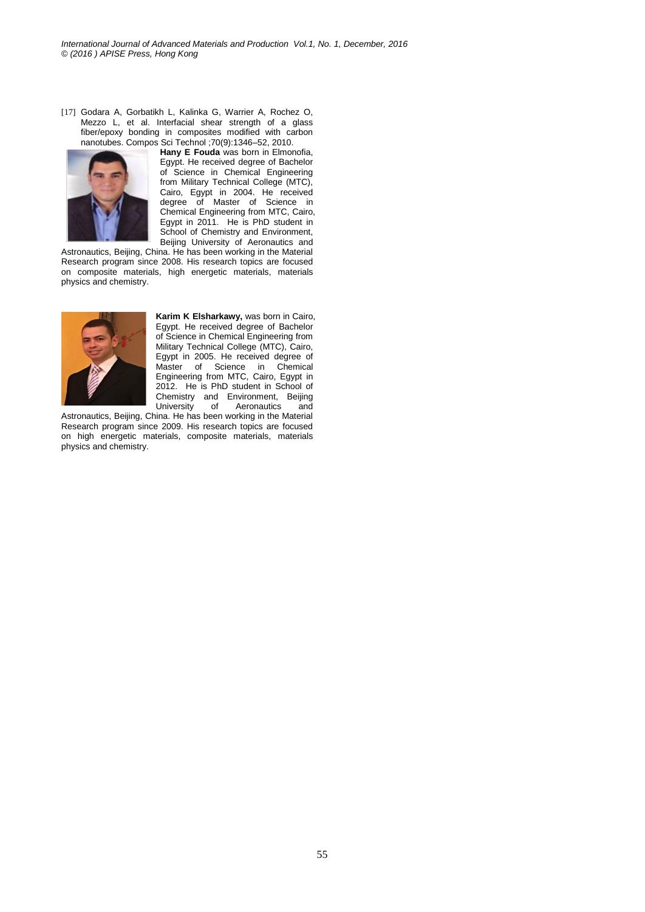[17] Godara A, Gorbatikh L, Kalinka G, Warrier A, Rochez O, Mezzo L, et al. Interfacial shear strength of a glass fiber/epoxy bonding in composites modified with carbon nanotubes. Compos Sci Technol ;70(9):1346–52, 2010.

**Hany E Fouda** was born in Elmonofia, Egypt. He received degree of Bachelor of Science in Chemical Engineering from Military Technical College (MTC), Cairo, Egypt in 2004. He received degree of Master of Science in Chemical Engineering from MTC, Cairo, Egypt in 2011. He is PhD student in School of Chemistry and Environment, Beijing University of Aeronautics and Astronautics, Beijing, China. He has been working in the Material Research program since 2008. His research topics are focused on composite materials, high energetic materials, materials physics and chemistry.

**Karim K Elsharkawy,** was born in Cairo, Egypt. He received degree of Bachelor of Science in Chemical Engineering from Military Technical College (MTC), Cairo, Egypt in 2005. He received degree of Master of Science in Chemical Engineering from MTC, Cairo, Egypt in 2012. He is PhD student in School of Chemistry and Environment, Beijing University of Aeronautics and Astronautics, Beijing, China. He has been working in the Material Research program since 2009. His research topics are focused on high energetic materials, composite materials, materials physics and chemistry.